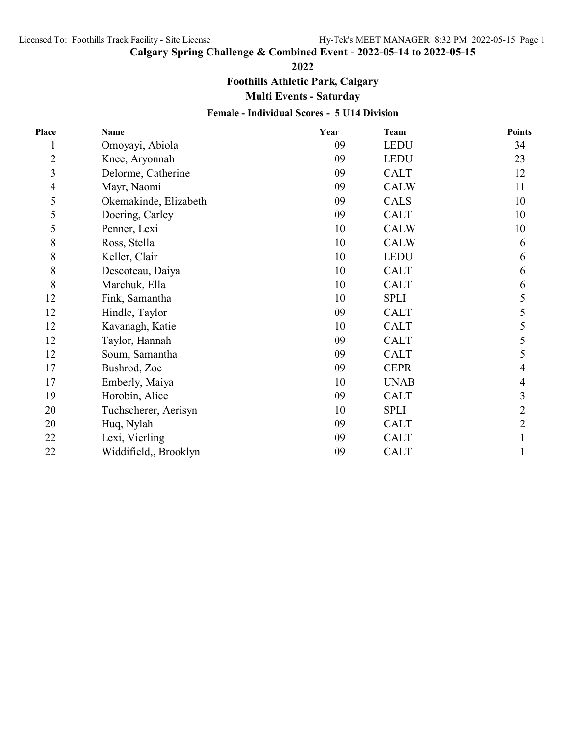# Calgary Spring Challenge & Combined Event - 2022-05-14 to 2022-05-15

## 2022

## Foothills Athletic Park, Calgary

## Multi Events - Saturday

### Female - Individual Scores - 5 U14 Division

| Place | Name | Year | Team | Points |
|---|---|---|---|---|
| 1 | Omoyayi, Abiola | 09 | LEDU | 34 |
| 2 | Knee, Aryonnah | 09 | LEDU | 23 |
| 3 | Delorme, Catherine | 09 | CALT | 12 |
| 4 | Mayr, Naomi | 09 | CALW | 11 |
| 5 | Okemakinde, Elizabeth | 09 | CALS | 10 |
| 5 | Doering, Carley | 09 | CALT | 10 |
| 5 | Penner, Lexi | 10 | CALW | 10 |
| 8 | Ross, Stella | 10 | CALW | 6 |
| 8 | Keller, Clair | 10 | LEDU | 6 |
| 8 | Descoteau, Daiya | 10 | CALT | 6 |
| 8 | Marchuk, Ella | 10 | CALT | 6 |
| 12 | Fink, Samantha | 10 | SPLI | 5 |
| 12 | Hindle, Taylor | 09 | CALT | 5 |
| 12 | Kavanagh, Katie | 10 | CALT | 5 |
| 12 | Taylor, Hannah | 09 | CALT | 5 |
| 12 | Soum, Samantha | 09 | CALT | 5 |
| 17 | Bushrod, Zoe | 09 | CEPR | 4 |
| 17 | Emberly, Maiya | 10 | UNAB | 4 |
| 19 | Horobin, Alice | 09 | CALT | 3 |
| 20 | Tuchscherer, Aerisyn | 10 | SPLI | 2 |
| 20 | Huq, Nylah | 09 | CALT | 2 |
| 22 | Lexi, Vierling | 09 | CALT | 1 |
| 22 | Widdifield,, Brooklyn | 09 | CALT | 1 |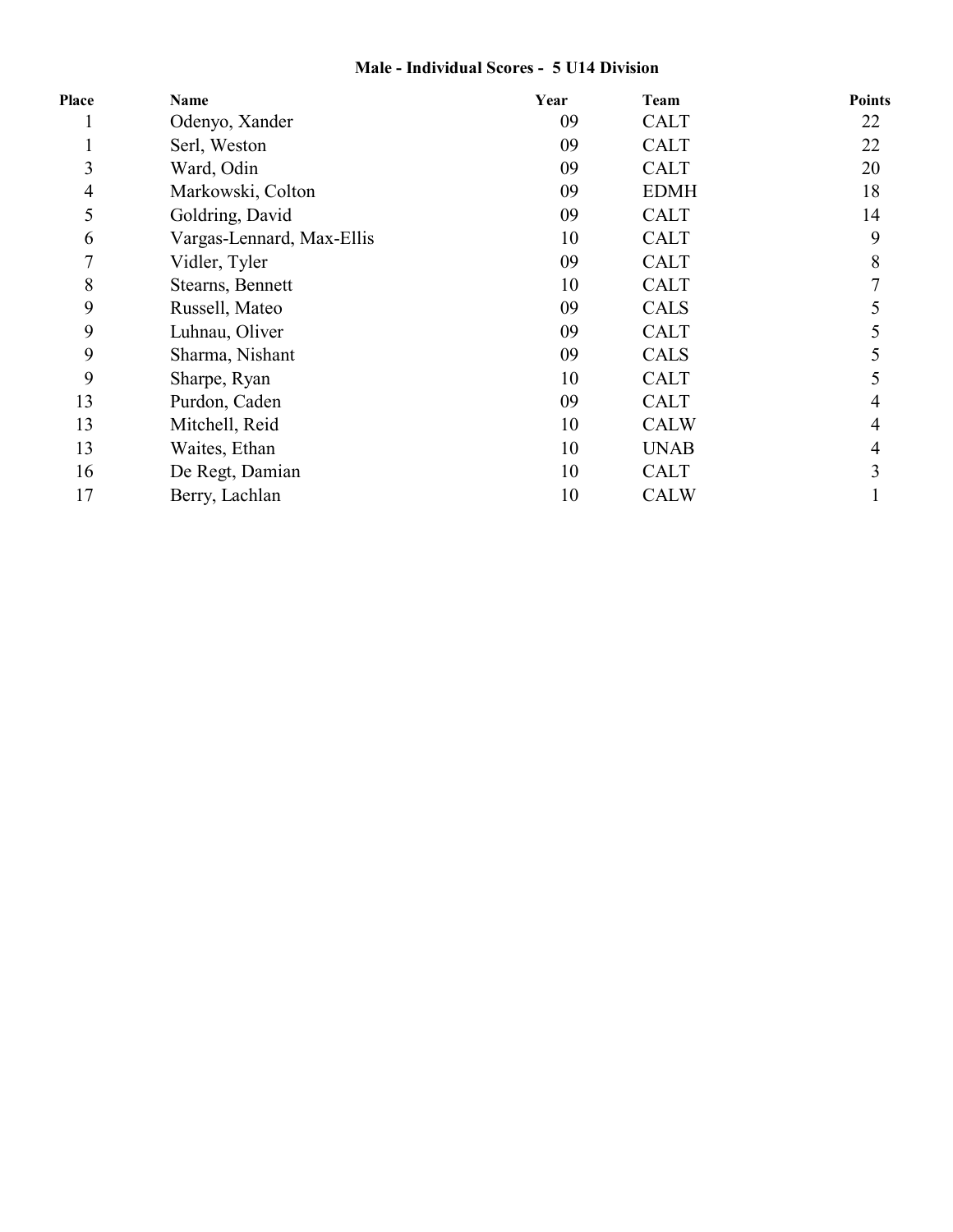### Male - Individual Scores - 5 U14 Division

| Place | Name | Year | Team | Points |
|---|---|---|---|---|
| 1 | Odenyo, Xander | 09 | CALT | 22 |
| 1 | Serl, Weston | 09 | CALT | 22 |
| 3 | Ward, Odin | 09 | CALT | 20 |
| 4 | Markowski, Colton | 09 | EDMH | 18 |
| 5 | Goldring, David | 09 | CALT | 14 |
| 6 | Vargas-Lennard, Max-Ellis | 10 | CALT | 9 |
| 7 | Vidler, Tyler | 09 | CALT | 8 |
| 8 | Stearns, Bennett | 10 | CALT | 7 |
| 9 | Russell, Mateo | 09 | CALS | 5 |
| 9 | Luhnau, Oliver | 09 | CALT | 5 |
| 9 | Sharma, Nishant | 09 | CALS | 5 |
| 9 | Sharpe, Ryan | 10 | CALT | 5 |
| 13 | Purdon, Caden | 09 | CALT | 4 |
| 13 | Mitchell, Reid | 10 | CALW | 4 |
| 13 | Waites, Ethan | 10 | UNAB | 4 |
| 16 | De Regt, Damian | 10 | CALT | 3 |
| 17 | Berry, Lachlan | 10 | CALW | 1 |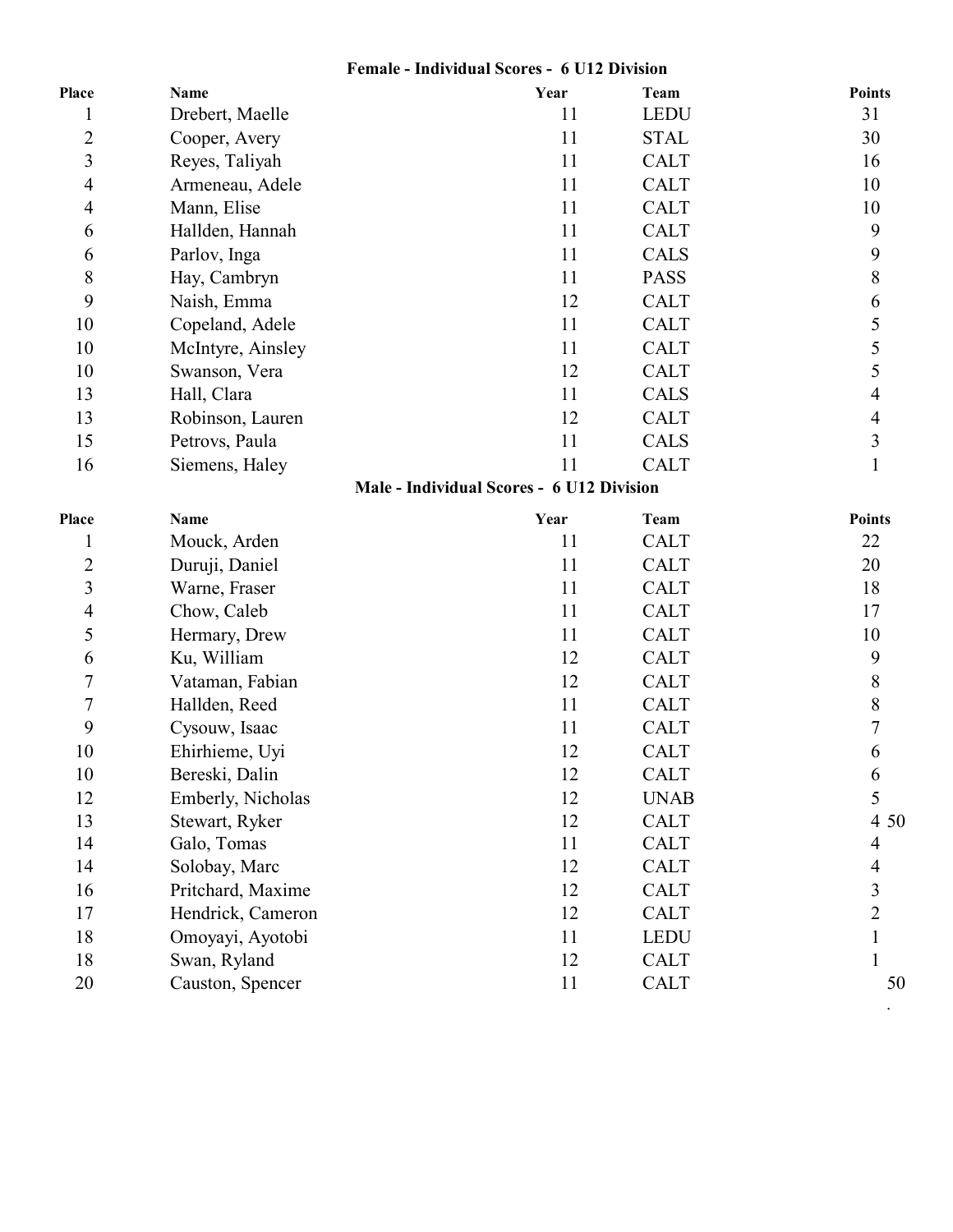**Female - Individual Scores - 6 U12 Division**

| Place | Name | Year | Team | Points |
|---|---|---|---|---|
| 1 | Drebert, Maelle | 11 | LEDU | 31 |
| 2 | Cooper, Avery | 11 | STAL | 30 |
| 3 | Reyes, Taliyah | 11 | CALT | 16 |
| 4 | Armeneau, Adele | 11 | CALT | 10 |
| 4 | Mann, Elise | 11 | CALT | 10 |
| 6 | Hallden, Hannah | 11 | CALT | 9 |
| 6 | Parlov, Inga | 11 | CALS | 9 |
| 8 | Hay, Cambryn | 11 | PASS | 8 |
| 9 | Naish, Emma | 12 | CALT | 6 |
| 10 | Copeland, Adele | 11 | CALT | 5 |
| 10 | McIntyre, Ainsley | 11 | CALT | 5 |
| 10 | Swanson, Vera | 12 | CALT | 5 |
| 13 | Hall, Clara | 11 | CALS | 4 |
| 13 | Robinson, Lauren | 12 | CALT | 4 |
| 15 | Petrovs, Paula | 11 | CALS | 3 |
| 16 | Siemens, Haley | 11 | CALT | 1 |

**Male - Individual Scores - 6 U12 Division**

| Place | Name | Year | Team | Points |
|---|---|---|---|---|
| 1 | Mouck, Arden | 11 | CALT | 22 |
| 2 | Duruji, Daniel | 11 | CALT | 20 |
| 3 | Warne, Fraser | 11 | CALT | 18 |
| 4 | Chow, Caleb | 11 | CALT | 17 |
| 5 | Hermary, Drew | 11 | CALT | 10 |
| 6 | Ku, William | 12 | CALT | 9 |
| 7 | Vataman, Fabian | 12 | CALT | 8 |
| 7 | Hallden, Reed | 11 | CALT | 8 |
| 9 | Cysouw, Isaac | 11 | CALT | 7 |
| 10 | Ehirhieme, Uyi | 12 | CALT | 6 |
| 10 | Bereski, Dalin | 12 | CALT | 6 |
| 12 | Emberly, Nicholas | 12 | UNAB | 5 |
| 13 | Stewart, Ryker | 12 | CALT | 4 50 |
| 14 | Galo, Tomas | 11 | CALT | 4 |
| 14 | Solobay, Marc | 12 | CALT | 4 |
| 16 | Pritchard, Maxime | 12 | CALT | 3 |
| 17 | Hendrick, Cameron | 12 | CALT | 2 |
| 18 | Omoyayi, Ayotobi | 11 | LEDU | 1 |
| 18 | Swan, Ryland | 12 | CALT | 1 |
| 20 | Causton, Spencer | 11 | CALT | 50 |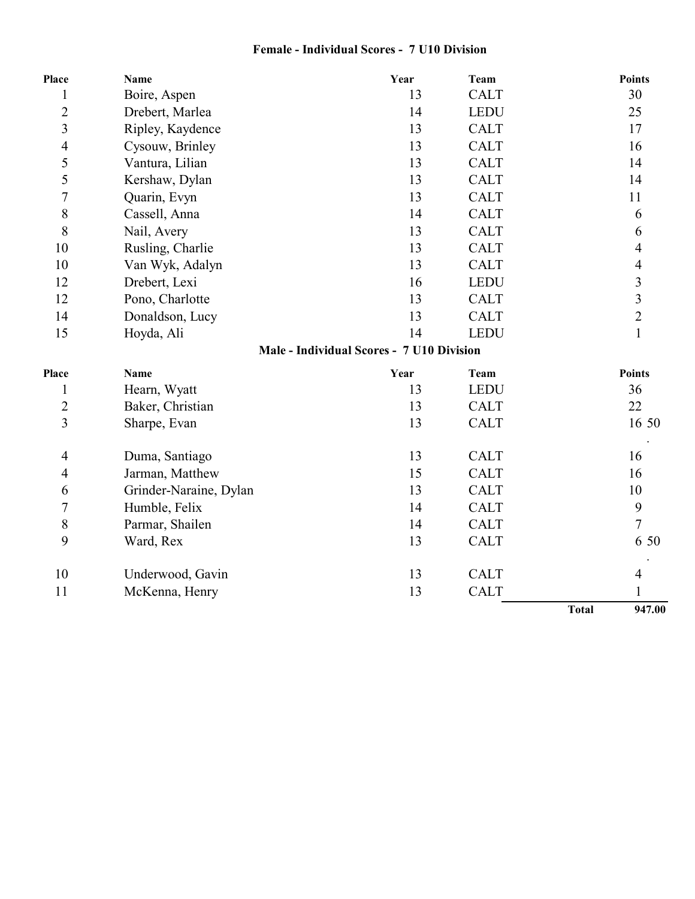### Female - Individual Scores - 7 U10 Division

| Place | Name | Year | Team | Points |
|---|---|---|---|---|
| 1 | Boire, Aspen | 13 | CALT | 30 |
| 2 | Drebert, Marlea | 14 | LEDU | 25 |
| 3 | Ripley, Kaydence | 13 | CALT | 17 |
| 4 | Cysouw, Brinley | 13 | CALT | 16 |
| 5 | Vantura, Lilian | 13 | CALT | 14 |
| 5 | Kershaw, Dylan | 13 | CALT | 14 |
| 7 | Quarin, Evyn | 13 | CALT | 11 |
| 8 | Cassell, Anna | 14 | CALT | 6 |
| 8 | Nail, Avery | 13 | CALT | 6 |
| 10 | Rusling, Charlie | 13 | CALT | 4 |
| 10 | Van Wyk, Adalyn | 13 | CALT | 4 |
| 12 | Drebert, Lexi | 16 | LEDU | 3 |
| 12 | Pono, Charlotte | 13 | CALT | 3 |
| 14 | Donaldson, Lucy | 13 | CALT | 2 |
| 15 | Hoyda, Ali | 14 | LEDU | 1 |

### Male - Individual Scores - 7 U10 Division

| Place | Name | Year | Team | Points |
|---|---|---|---|---|
| 1 | Hearn, Wyatt | 13 | LEDU | 36 |
| 2 | Baker, Christian | 13 | CALT | 22 |
| 3 | Sharpe, Evan | 13 | CALT | 16.50 |
| 4 | Duma, Santiago | 13 | CALT | 16 |
| 4 | Jarman, Matthew | 15 | CALT | 16 |
| 6 | Grinder-Naraine, Dylan | 13 | CALT | 10 |
| 7 | Humble, Felix | 14 | CALT | 9 |
| 8 | Parmar, Shailen | 14 | CALT | 7 |
| 9 | Ward, Rex | 13 | CALT | 6.50 |
| 10 | Underwood, Gavin | 13 | CALT | 4 |
| 11 | McKenna, Henry | 13 | CALT | 1 |
| | | | Total | 947.00 |